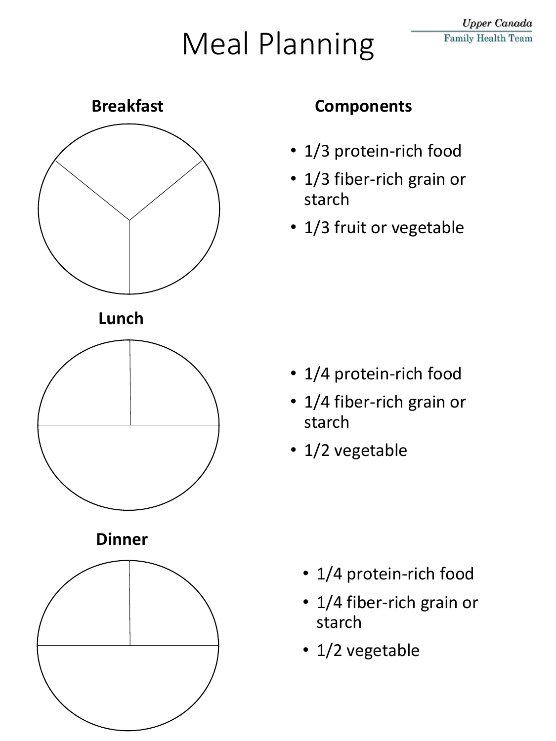# Meal Planning

Upper Canada
Family Health Team

### Breakfast

**Components**

- 1/3 protein-rich food
- 1/3 fiber-rich grain or starch
- 1/3 fruit or vegetable

### Lunch

- 1/4 protein-rich food
- 1/4 fiber-rich grain or starch
- 1/2 vegetable

### Dinner

- 1/4 protein-rich food
- 1/4 fiber-rich grain or starch
- 1/2 vegetable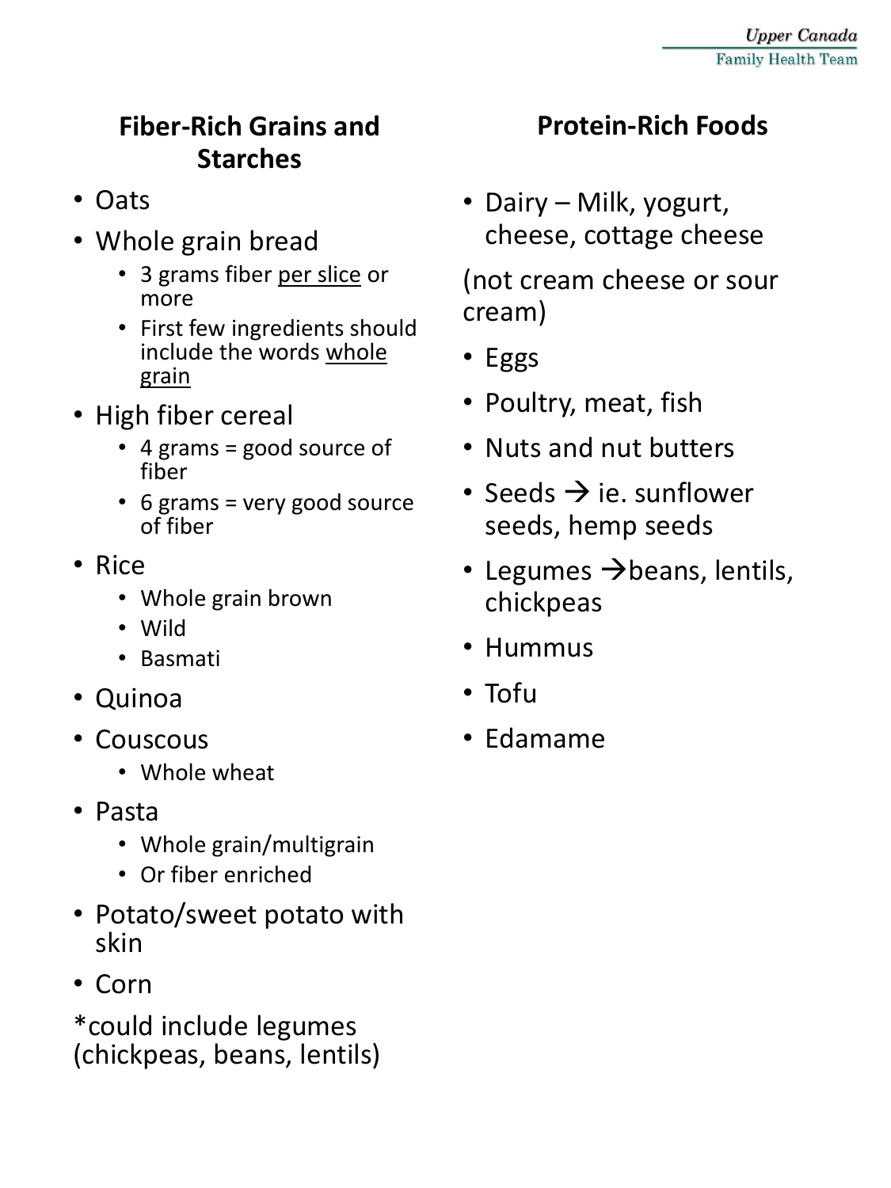## Fiber-Rich Grains and Starches

- Oats
- Whole grain bread
  - 3 grams fiber <u>per slice</u> or more
  - First few ingredients should include the words <u>whole grain</u>
- High fiber cereal
  - 4 grams = good source of fiber
  - 6 grams = very good source of fiber
- Rice
  - Whole grain brown
  - Wild
  - Basmati
- Quinoa
- Couscous
  - Whole wheat
- Pasta
  - Whole grain/multigrain
  - Or fiber enriched
- Potato/sweet potato with skin
- Corn

*could include legumes (chickpeas, beans, lentils)

## Protein-Rich Foods

- Dairy – Milk, yogurt, cheese, cottage cheese

(not cream cheese or sour cream)

- Eggs
- Poultry, meat, fish
- Nuts and nut butters
- Seeds → ie. sunflower seeds, hemp seeds
- Legumes →beans, lentils, chickpeas
- Hummus
- Tofu
- Edamame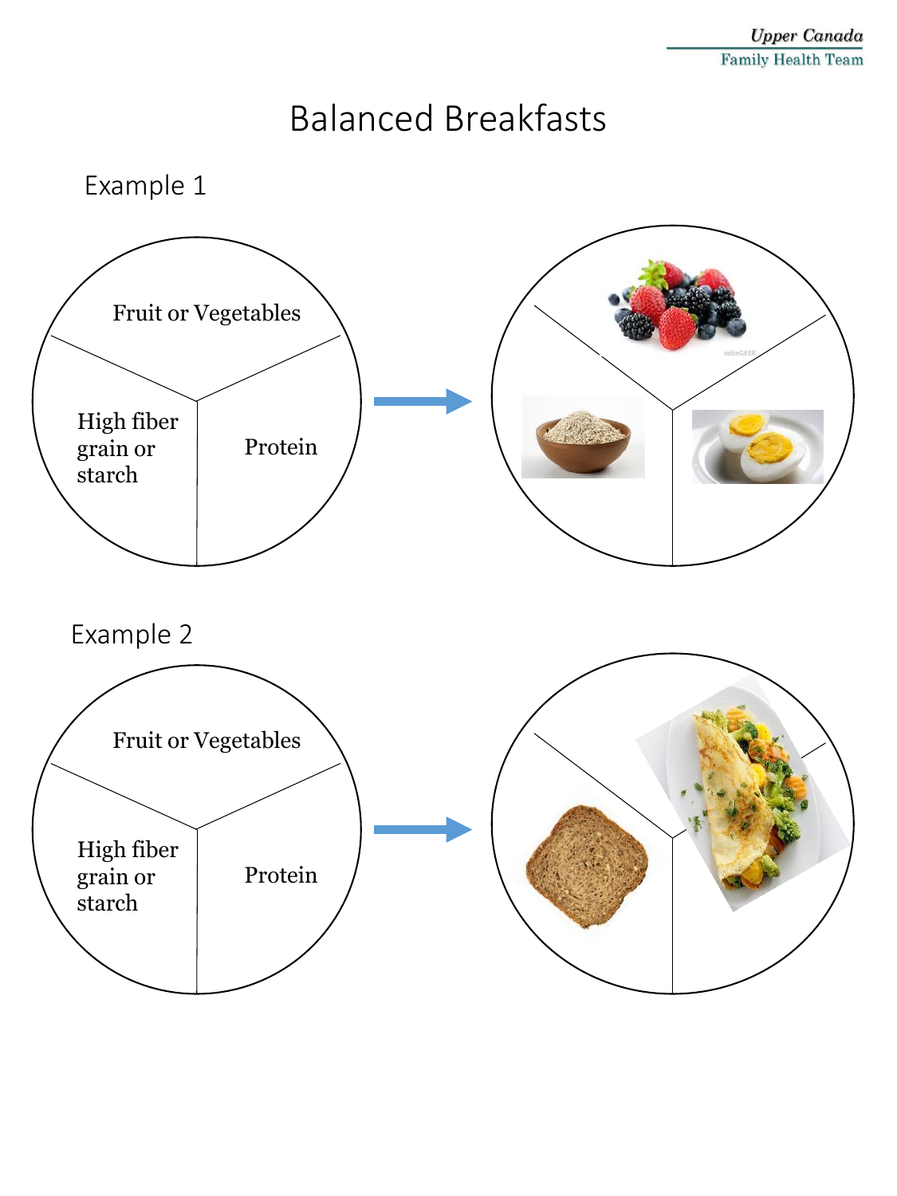# Balanced Breakfasts

## Example 1

Fruit or Vegetables

High fiber grain or starch

Protein

## Example 2

Fruit or Vegetables

High fiber grain or starch

Protein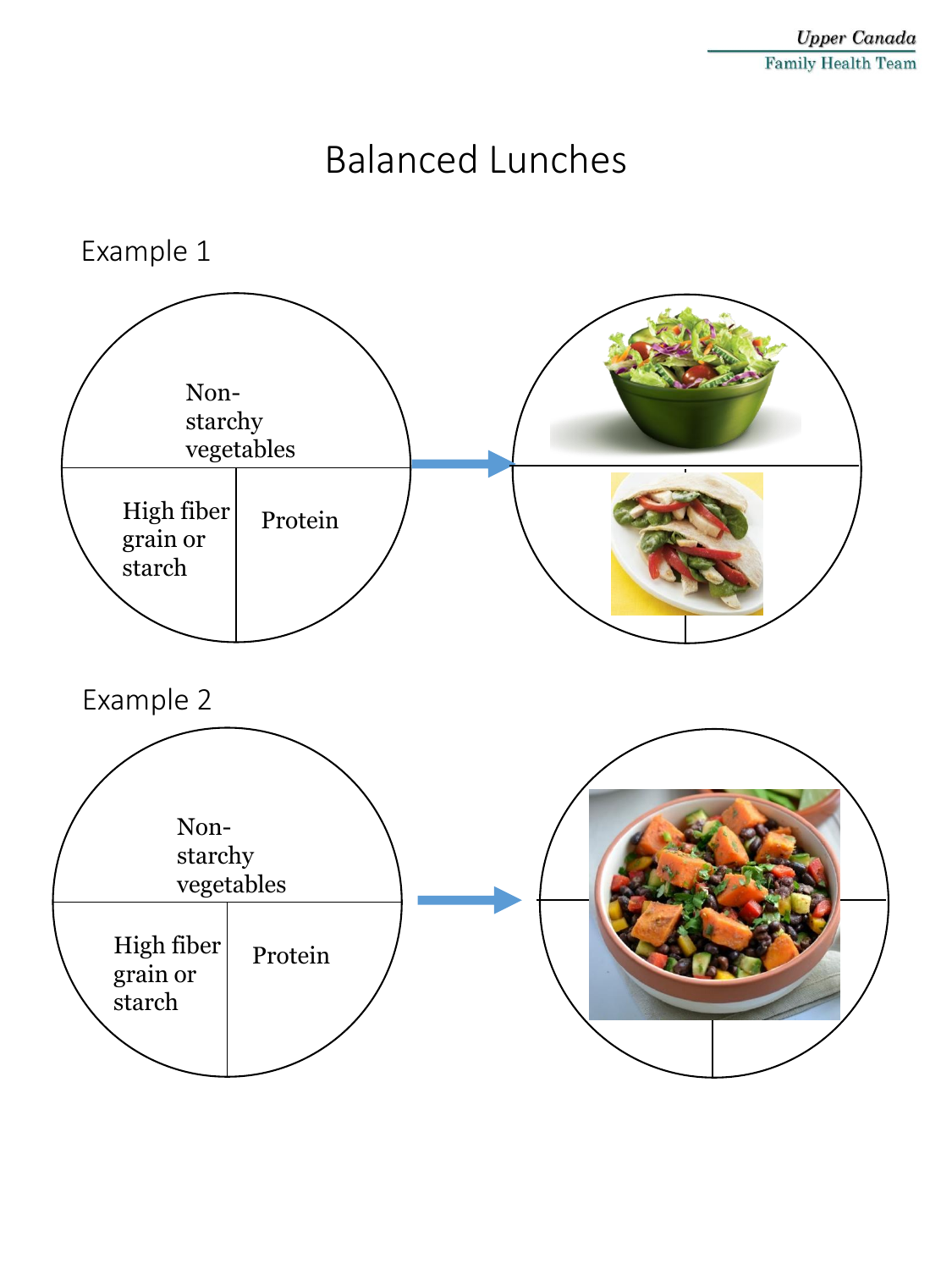# Balanced Lunches

## Example 1

Non-starchy vegetables

High fiber grain or starch

Protein

## Example 2

Non-starchy vegetables

High fiber grain or starch

Protein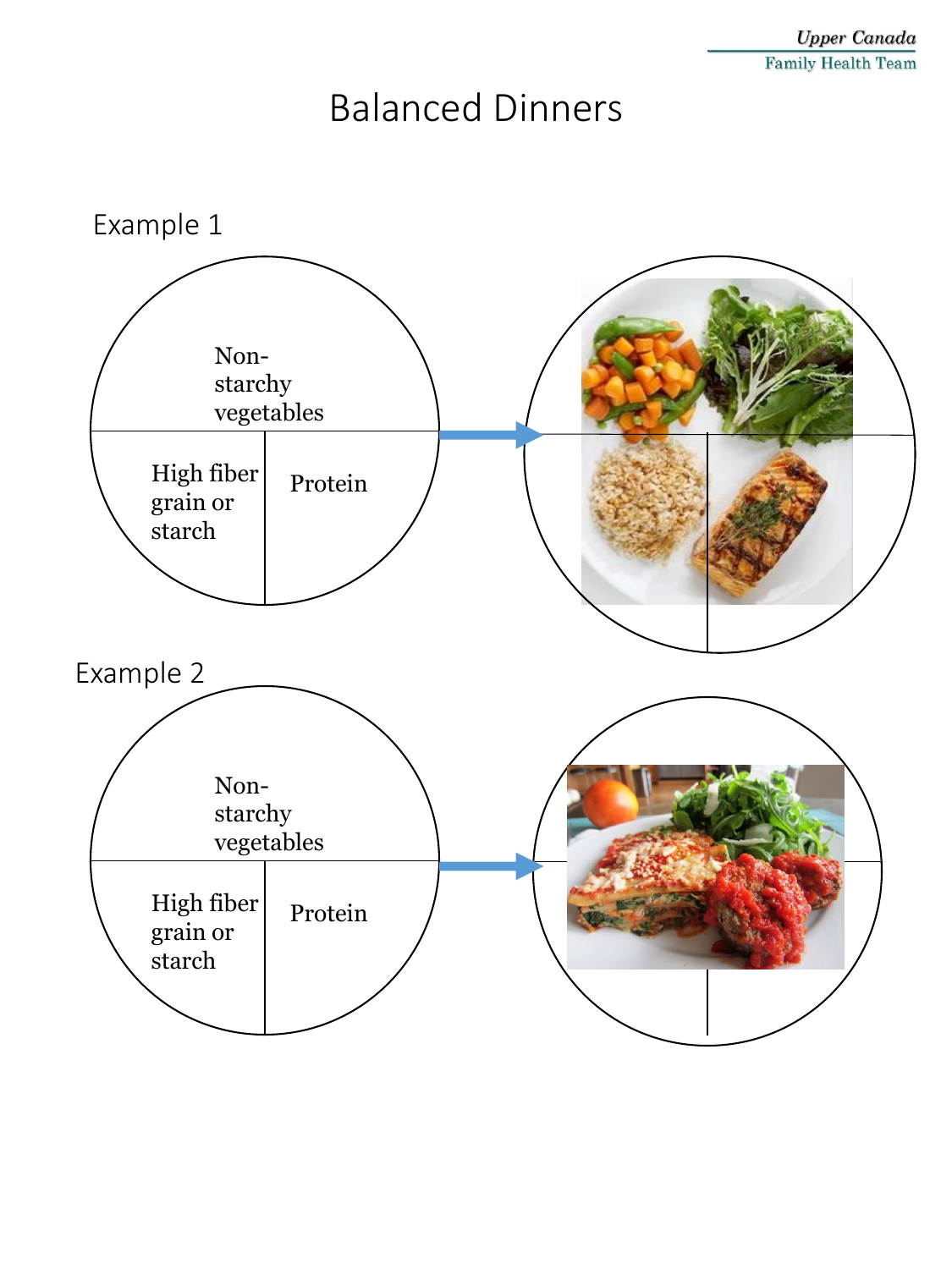# Balanced Dinners

## Example 1

Non-starchy vegetables

High fiber grain or starch

Protein

## Example 2

Non-starchy vegetables

High fiber grain or starch

Protein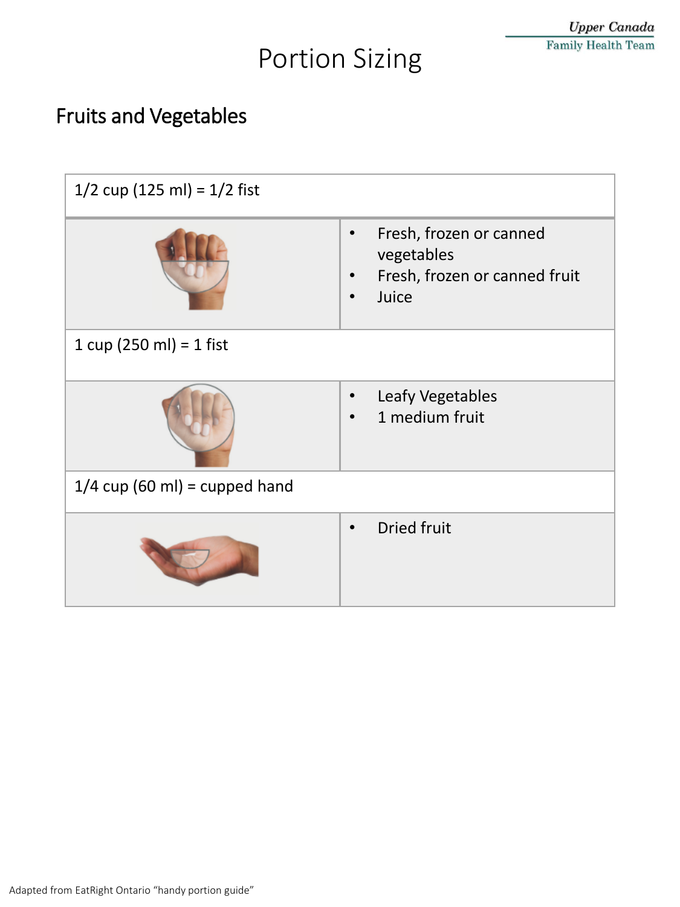# Portion Sizing

## Fruits and Vegetables

| 1/2 cup (125 ml) = 1/2 fist | |
|---|---|
| | • Fresh, frozen or canned vegetables<br>• Fresh, frozen or canned fruit<br>• Juice |
| **1 cup (250 ml) = 1 fist** | |
| | • Leafy Vegetables<br>• 1 medium fruit |
| **1/4 cup (60 ml) = cupped hand** | |
| | • Dried fruit |

Adapted from EatRight Ontario "handy portion guide"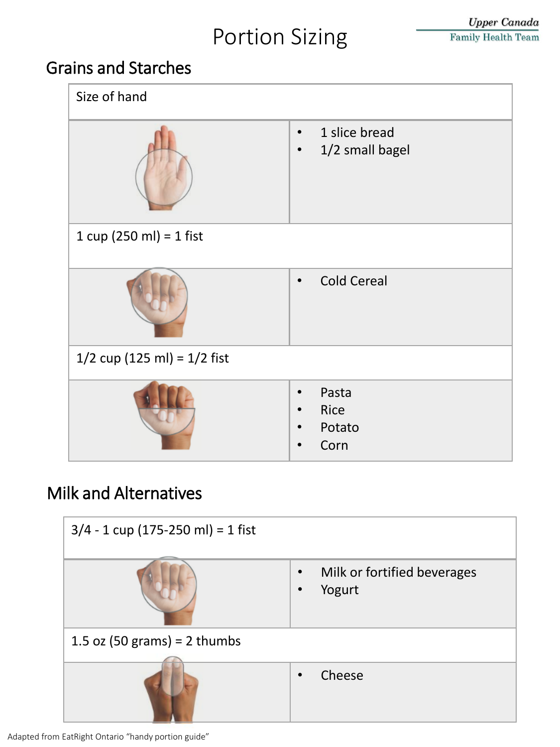# Portion Sizing

*Upper Canada Family Health Team*

## Grains and Starches

**Size of hand**

- 1 slice bread
- 1/2 small bagel

**1 cup (250 ml) = 1 fist**

- Cold Cereal

**1/2 cup (125 ml) = 1/2 fist**

- Pasta
- Rice
- Potato
- Corn

## Milk and Alternatives

**3/4 - 1 cup (175-250 ml) = 1 fist**

- Milk or fortified beverages
- Yogurt

**1.5 oz (50 grams) = 2 thumbs**

- Cheese

Adapted from EatRight Ontario "handy portion guide"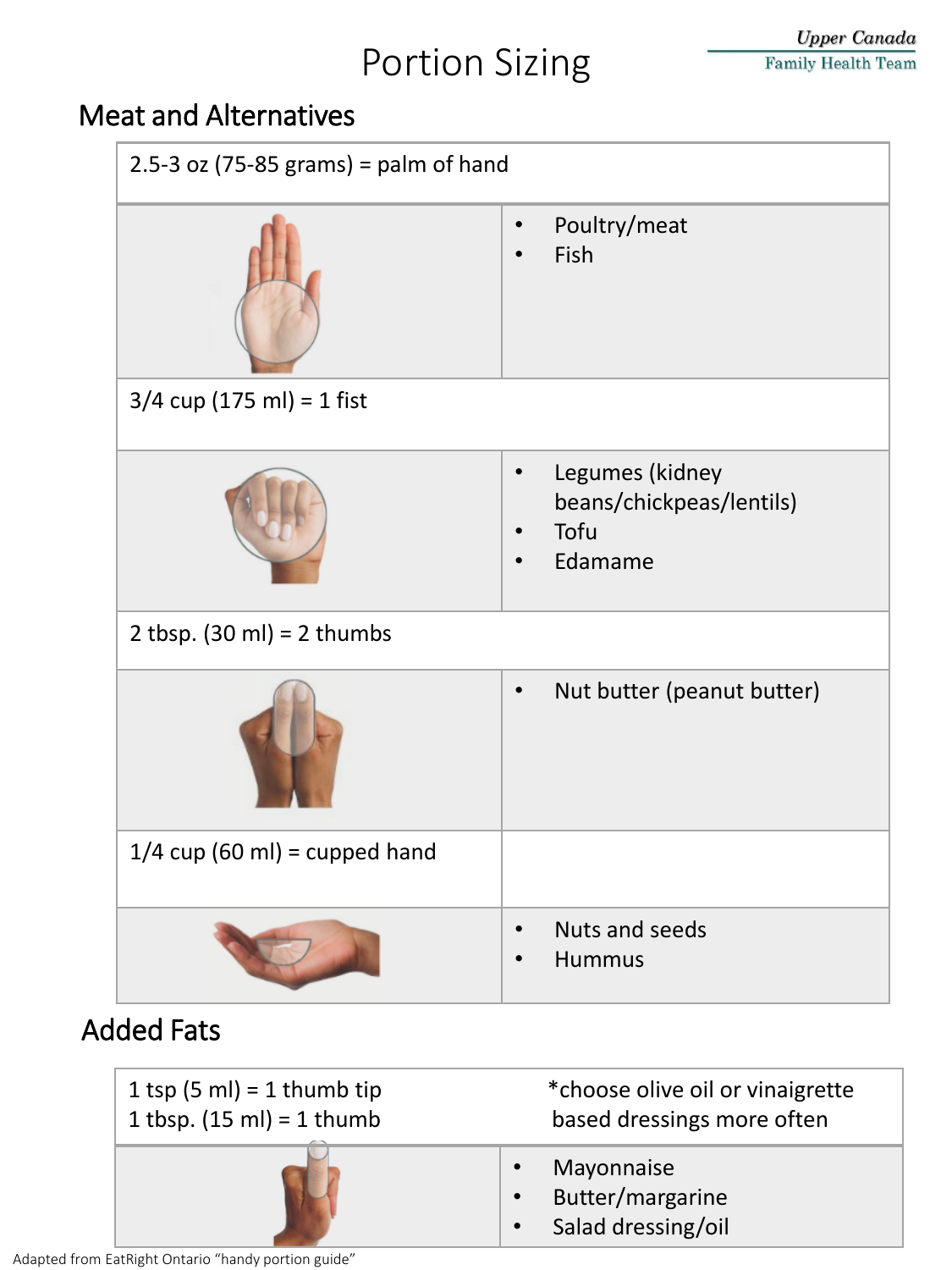# Portion Sizing

## Meat and Alternatives

| 2.5-3 oz (75-85 grams) = palm of hand | |
|---|---|
| | • Poultry/meat<br>• Fish |
| 3/4 cup (175 ml) = 1 fist | |
| | • Legumes (kidney beans/chickpeas/lentils)<br>• Tofu<br>• Edamame |
| 2 tbsp. (30 ml) = 2 thumbs | |
| | • Nut butter (peanut butter) |
| 1/4 cup (60 ml) = cupped hand | |
| | • Nuts and seeds<br>• Hummus |

## Added Fats

| 1 tsp (5 ml) = 1 thumb tip<br>1 tbsp. (15 ml) = 1 thumb | *choose olive oil or vinaigrette based dressings more often |
|---|---|
| | • Mayonnaise<br>• Butter/margarine<br>• Salad dressing/oil |

Adapted from EatRight Ontario "handy portion guide"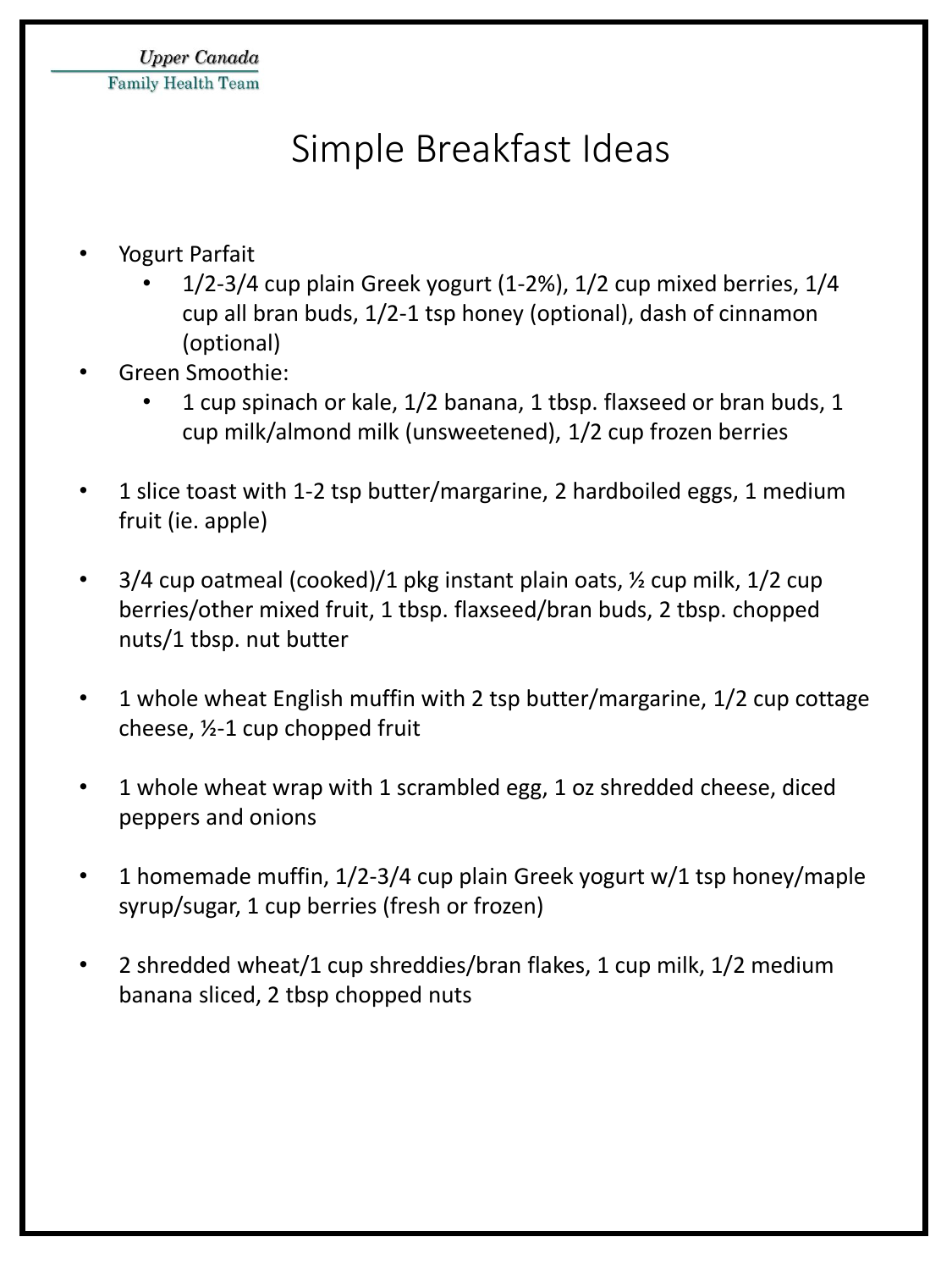*Upper Canada*
Family Health Team

# Simple Breakfast Ideas

- Yogurt Parfait
  - 1/2-3/4 cup plain Greek yogurt (1-2%), 1/2 cup mixed berries, 1/4 cup all bran buds, 1/2-1 tsp honey (optional), dash of cinnamon (optional)
- Green Smoothie:
  - 1 cup spinach or kale, 1/2 banana, 1 tbsp. flaxseed or bran buds, 1 cup milk/almond milk (unsweetened), 1/2 cup frozen berries

- 1 slice toast with 1-2 tsp butter/margarine, 2 hardboiled eggs, 1 medium fruit (ie. apple)

- 3/4 cup oatmeal (cooked)/1 pkg instant plain oats, ½ cup milk, 1/2 cup berries/other mixed fruit, 1 tbsp. flaxseed/bran buds, 2 tbsp. chopped nuts/1 tbsp. nut butter

- 1 whole wheat English muffin with 2 tsp butter/margarine, 1/2 cup cottage cheese, ½-1 cup chopped fruit

- 1 whole wheat wrap with 1 scrambled egg, 1 oz shredded cheese, diced peppers and onions

- 1 homemade muffin, 1/2-3/4 cup plain Greek yogurt w/1 tsp honey/maple syrup/sugar, 1 cup berries (fresh or frozen)

- 2 shredded wheat/1 cup shreddies/bran flakes, 1 cup milk, 1/2 medium banana sliced, 2 tbsp chopped nuts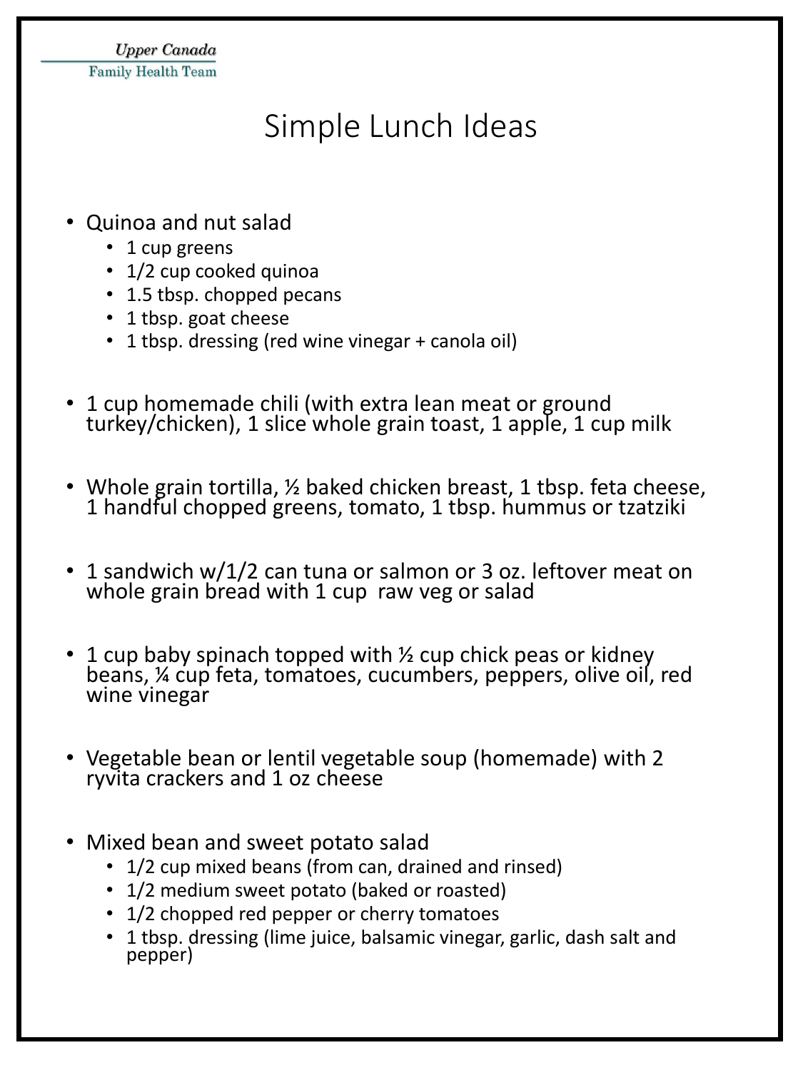Upper Canada
Family Health Team

# Simple Lunch Ideas

- Quinoa and nut salad
  - 1 cup greens
  - 1/2 cup cooked quinoa
  - 1.5 tbsp. chopped pecans
  - 1 tbsp. goat cheese
  - 1 tbsp. dressing (red wine vinegar + canola oil)

- 1 cup homemade chili (with extra lean meat or ground turkey/chicken), 1 slice whole grain toast, 1 apple, 1 cup milk

- Whole grain tortilla, ½ baked chicken breast, 1 tbsp. feta cheese, 1 handful chopped greens, tomato, 1 tbsp. hummus or tzatziki

- 1 sandwich w/1/2 can tuna or salmon or 3 oz. leftover meat on whole grain bread with 1 cup raw veg or salad

- 1 cup baby spinach topped with ½ cup chick peas or kidney beans, ¼ cup feta, tomatoes, cucumbers, peppers, olive oil, red wine vinegar

- Vegetable bean or lentil vegetable soup (homemade) with 2 ryvita crackers and 1 oz cheese

- Mixed bean and sweet potato salad
  - 1/2 cup mixed beans (from can, drained and rinsed)
  - 1/2 medium sweet potato (baked or roasted)
  - 1/2 chopped red pepper or cherry tomatoes
  - 1 tbsp. dressing (lime juice, balsamic vinegar, garlic, dash salt and pepper)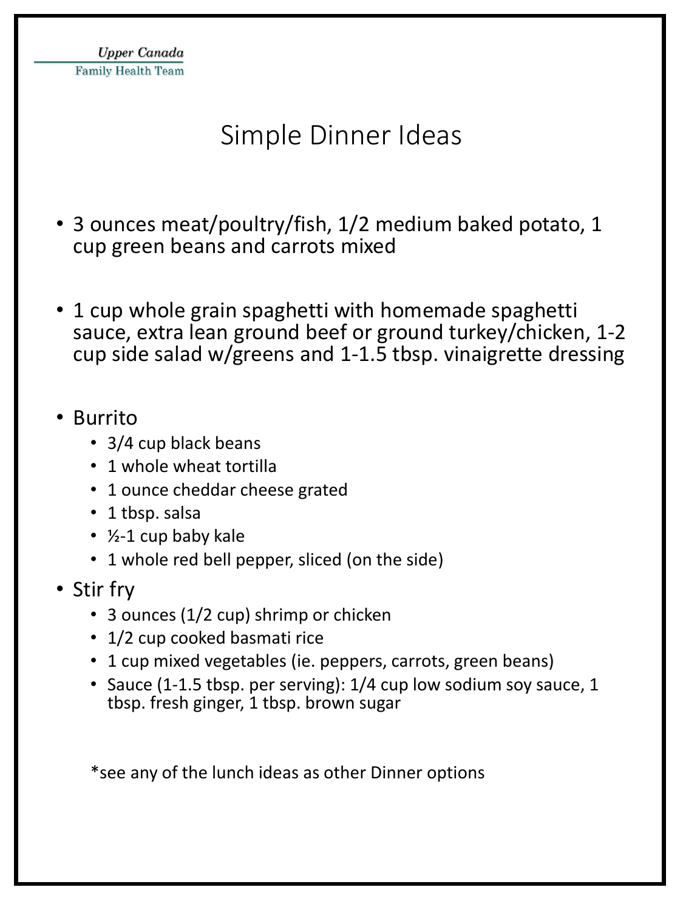Upper Canada
Family Health Team

# Simple Dinner Ideas

- 3 ounces meat/poultry/fish, 1/2 medium baked potato, 1 cup green beans and carrots mixed

- 1 cup whole grain spaghetti with homemade spaghetti sauce, extra lean ground beef or ground turkey/chicken, 1-2 cup side salad w/greens and 1-1.5 tbsp. vinaigrette dressing

- Burrito
  - 3/4 cup black beans
  - 1 whole wheat tortilla
  - 1 ounce cheddar cheese grated
  - 1 tbsp. salsa
  - ½-1 cup baby kale
  - 1 whole red bell pepper, sliced (on the side)
- Stir fry
  - 3 ounces (1/2 cup) shrimp or chicken
  - 1/2 cup cooked basmati rice
  - 1 cup mixed vegetables (ie. peppers, carrots, green beans)
  - Sauce (1-1.5 tbsp. per serving): 1/4 cup low sodium soy sauce, 1 tbsp. fresh ginger, 1 tbsp. brown sugar

*see any of the lunch ideas as other Dinner options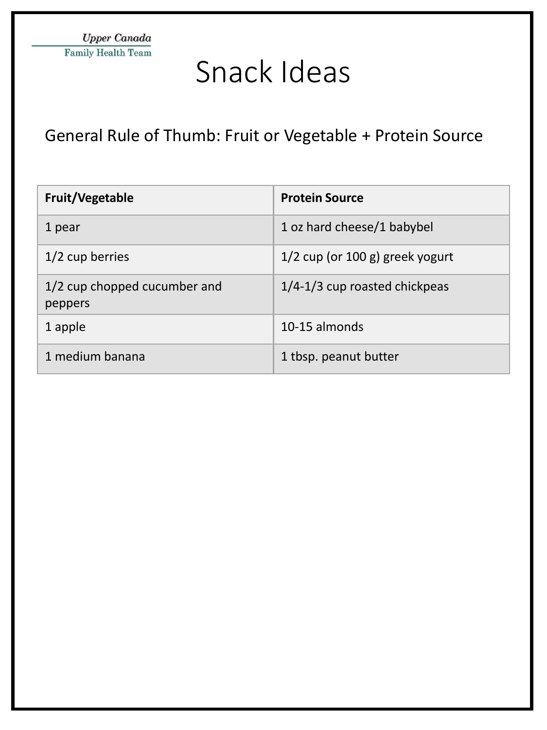Upper Canada Family Health Team

# Snack Ideas

General Rule of Thumb: Fruit or Vegetable + Protein Source

| **Fruit/Vegetable** | **Protein Source** |
|---|---|
| 1 pear | 1 oz hard cheese/1 babybel |
| 1/2 cup berries | 1/2 cup (or 100 g) greek yogurt |
| 1/2 cup chopped cucumber and peppers | 1/4-1/3 cup roasted chickpeas |
| 1 apple | 10-15 almonds |
| 1 medium banana | 1 tbsp. peanut butter |